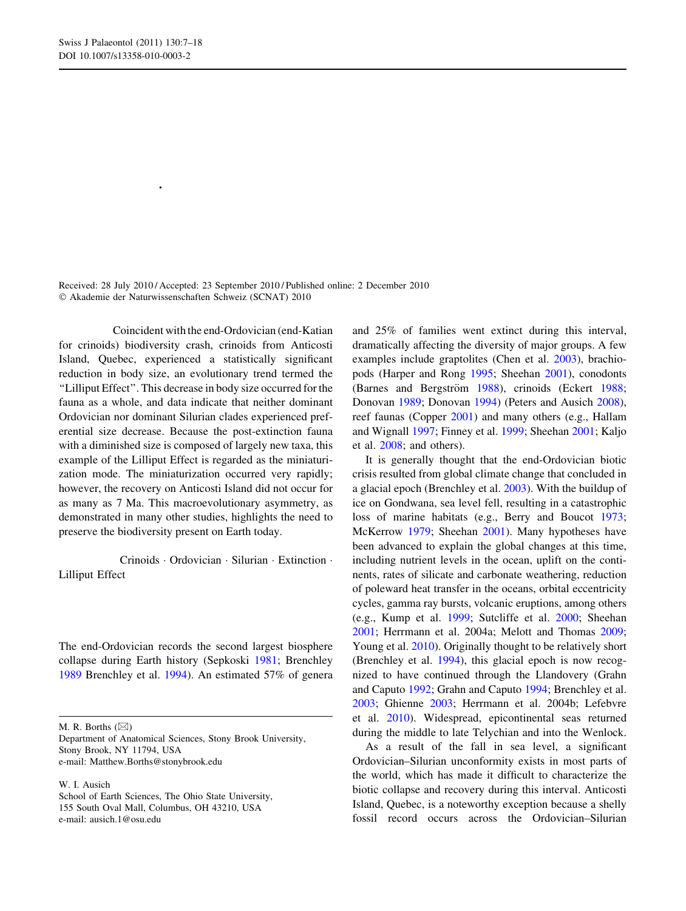Received: 28 July 2010 / Accepted: 23 September 2010 / Published online: 2 December 2010
© Akademie der Naturwissenschaften Schweiz (SCNAT) 2010

Coincident with the end-Ordovician (end-Katian for crinoids) biodiversity crash, crinoids from Anticosti Island, Quebec, experienced a statistically significant reduction in body size, an evolutionary trend termed the "Lilliput Effect". This decrease in body size occurred for the fauna as a whole, and data indicate that neither dominant Ordovician nor dominant Silurian clades experienced preferential size decrease. Because the post-extinction fauna with a diminished size is composed of largely new taxa, this example of the Lilliput Effect is regarded as the miniaturization mode. The miniaturization occurred very rapidly; however, the recovery on Anticosti Island did not occur for as many as 7 Ma. This macroevolutionary asymmetry, as demonstrated in many other studies, highlights the need to preserve the biodiversity present on Earth today.

Crinoids · Ordovician · Silurian · Extinction · Lilliput Effect

The end-Ordovician records the second largest biosphere collapse during Earth history (Sepkoski 1981; Brenchley 1989 Brenchley et al. 1994). An estimated 57% of genera and 25% of families went extinct during this interval, dramatically affecting the diversity of major groups. A few examples include graptolites (Chen et al. 2003), brachiopods (Harper and Rong 1995; Sheehan 2001), conodonts (Barnes and Bergström 1988), crinoids (Eckert 1988; Donovan 1989; Donovan 1994) (Peters and Ausich 2008), reef faunas (Copper 2001) and many others (e.g., Hallam and Wignall 1997; Finney et al. 1999; Sheehan 2001; Kaljo et al. 2008; and others).

It is generally thought that the end-Ordovician biotic crisis resulted from global climate change that concluded in a glacial epoch (Brenchley et al. 2003). With the buildup of ice on Gondwana, sea level fell, resulting in a catastrophic loss of marine habitats (e.g., Berry and Boucot 1973; McKerrow 1979; Sheehan 2001). Many hypotheses have been advanced to explain the global changes at this time, including nutrient levels in the ocean, uplift on the continents, rates of silicate and carbonate weathering, reduction of poleward heat transfer in the oceans, orbital eccentricity cycles, gamma ray bursts, volcanic eruptions, among others (e.g., Kump et al. 1999; Sutcliffe et al. 2000; Sheehan 2001; Herrmann et al. 2004a; Melott and Thomas 2009; Young et al. 2010). Originally thought to be relatively short (Brenchley et al. 1994), this glacial epoch is now recognized to have continued through the Llandovery (Grahn and Caputo 1992; Grahn and Caputo 1994; Brenchley et al. 2003; Ghienne 2003; Herrmann et al. 2004b; Lefebvre et al. 2010). Widespread, epicontinental seas returned during the middle to late Telychian and into the Wenlock.

As a result of the fall in sea level, a significant Ordovician–Silurian unconformity exists in most parts of the world, which has made it difficult to characterize the biotic collapse and recovery during this interval. Anticosti Island, Quebec, is a noteworthy exception because a shelly fossil record occurs across the Ordovician–Silurian

M. R. Borths (✉)
Department of Anatomical Sciences, Stony Brook University, Stony Brook, NY 11794, USA
e-mail: Matthew.Borths@stonybrook.edu

W. I. Ausich
School of Earth Sciences, The Ohio State University, 155 South Oval Mall, Columbus, OH 43210, USA
e-mail: ausich.1@osu.edu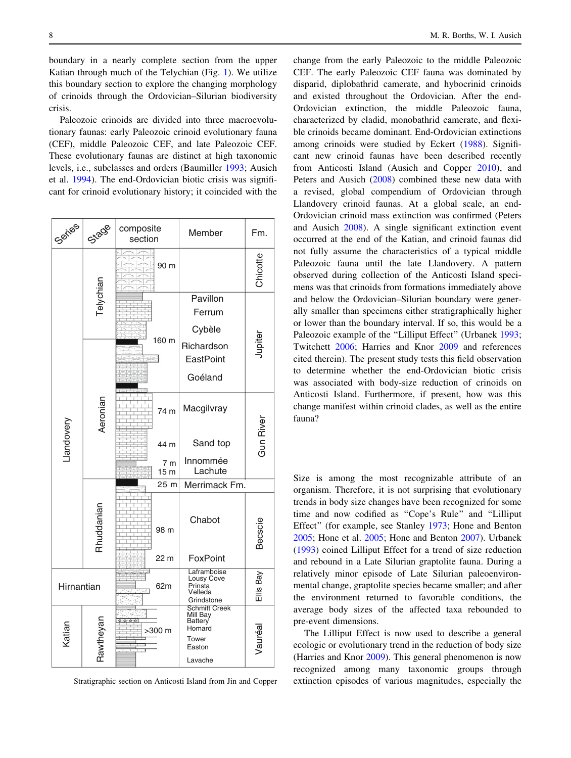boundary in a nearly complete section from the upper Katian through much of the Telychian (Fig. 1). We utilize this boundary section to explore the changing morphology of crinoids through the Ordovician–Silurian biodiversity crisis.

Paleozoic crinoids are divided into three macroevolutionary faunas: early Paleozoic crinoid evolutionary fauna (CEF), middle Paleozoic CEF, and late Paleozoic CEF. These evolutionary faunas are distinct at high taxonomic levels, i.e., subclasses and orders (Baumiller 1993; Ausich et al. 1994). The end-Ordovician biotic crisis was significant for crinoid evolutionary history; it coincided with the change from the early Paleozoic to the middle Paleozoic CEF. The early Paleozoic CEF fauna was dominated by disparid, diplobathrid camerate, and hybocrinid crinoids and existed throughout the Ordovician. After the end-Ordovician extinction, the middle Paleozoic fauna, characterized by cladid, monobathrid camerate, and flexible crinoids became dominant. End-Ordovician extinctions among crinoids were studied by Eckert (1988). Significant new crinoid faunas have been described recently from Anticosti Island (Ausich and Copper 2010), and Peters and Ausich (2008) combined these new data with a revised, global compendium of Ordovician through Llandovery crinoid faunas. At a global scale, an end-Ordovician crinoid mass extinction was confirmed (Peters and Ausich 2008). A single significant extinction event occurred at the end of the Katian, and crinoid faunas did not fully assume the characteristics of a typical middle Paleozoic fauna until the late Llandovery. A pattern observed during collection of the Anticosti Island specimens was that crinoids from formations immediately above and below the Ordovician–Silurian boundary were generally smaller than specimens either stratigraphically higher or lower than the boundary interval. If so, this would be a Paleozoic example of the "Lilliput Effect" (Urbanek 1993; Twitchett 2006; Harries and Knor 2009 and references cited therein). The present study tests this field observation to determine whether the end-Ordovician biotic crisis was associated with body-size reduction of crinoids on Anticosti Island. Furthermore, if present, how was this change manifest within crinoid clades, as well as the entire fauna?

| Series | Stage | composite section | Member | Fm. |
|---|---|---|---|---|
| Llandovery | Telychian | 90 m | | Chicotte |
| | Telychian / Aeronian | 160 m | Pavillon, Ferrum, Cybèle, Richardson, EastPoint, Goéland | Jupiter |
| | Aeronian | 74 m | Macgilvray | Gun River |
| | | 44 m | Sand top | |
| | | 7 m | Innommée | |
| | | 15 m | Lachute | |
| | | 25 m | Merrimack Fm. | |
| | Rhuddanian | 98 m | Chabot | Becscie |
| | | 22 m | FoxPoint | |
| Hirnantian | | 62m | Laframboise, Lousy Cove, Prinsta, Velleda, Grindstone | Ellis Bay |
| Katian | Rawtheyan | >300 m | Schmitt Creek, Mill Bay, Battery, Homard, Tower, Easton, Lavache | Vauréal |

Stratigraphic section on Anticosti Island from Jin and Copper

Size is among the most recognizable attribute of an organism. Therefore, it is not surprising that evolutionary trends in body size changes have been recognized for some time and now codified as "Cope's Rule" and "Lilliput Effect" (for example, see Stanley 1973; Hone and Benton 2005; Hone et al. 2005; Hone and Benton 2007). Urbanek (1993) coined Lilliput Effect for a trend of size reduction and rebound in a Late Silurian graptolite fauna. During a relatively minor episode of Late Silurian paleoenvironmental change, graptolite species became smaller; and after the environment returned to favorable conditions, the average body sizes of the affected taxa rebounded to pre-event dimensions.

The Lilliput Effect is now used to describe a general ecologic or evolutionary trend in the reduction of body size (Harries and Knor 2009). This general phenomenon is now recognized among many taxonomic groups through extinction episodes of various magnitudes, especially the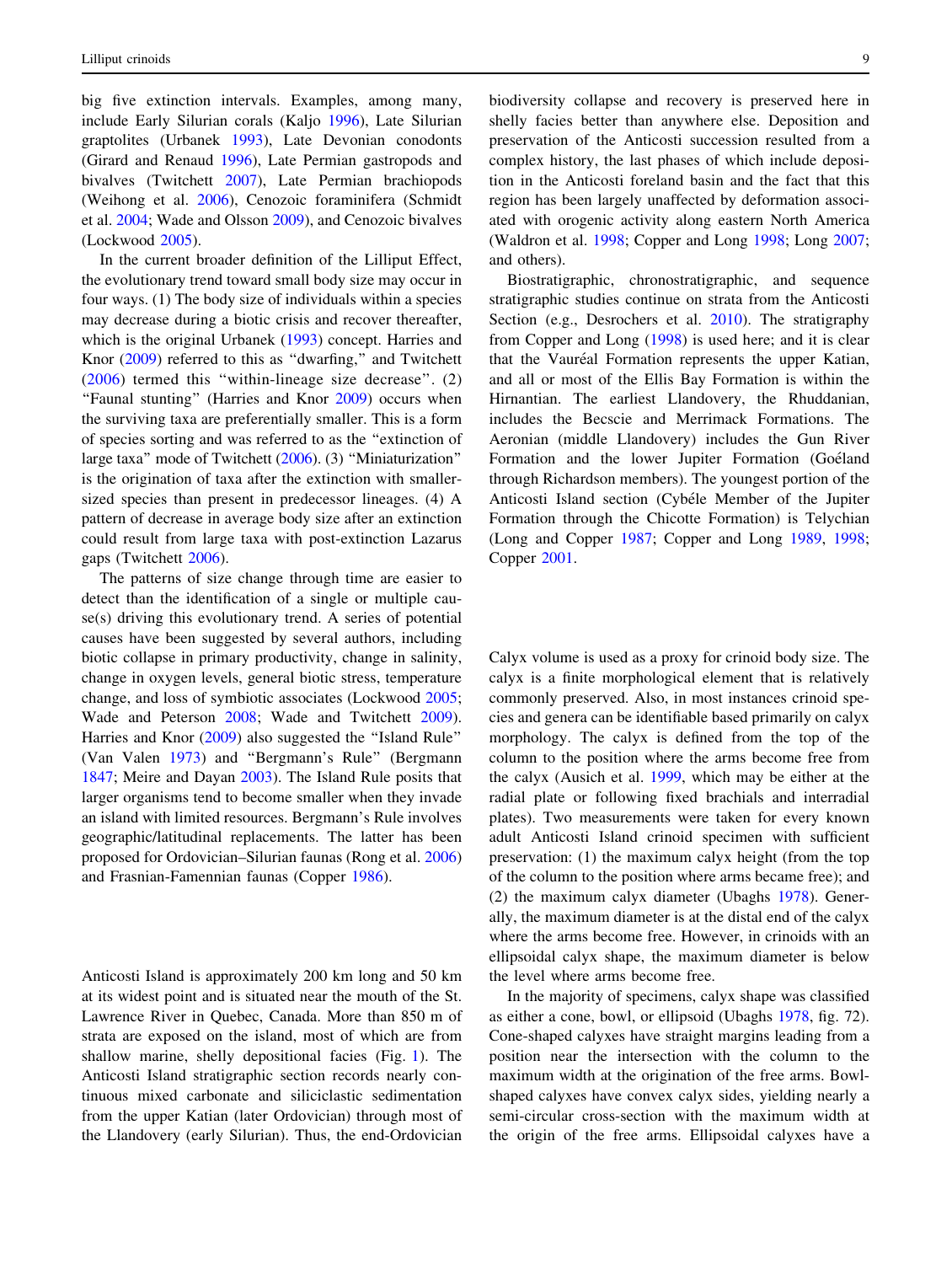big five extinction intervals. Examples, among many, include Early Silurian corals (Kaljo 1996), Late Silurian graptolites (Urbanek 1993), Late Devonian conodonts (Girard and Renaud 1996), Late Permian gastropods and bivalves (Twitchett 2007), Late Permian brachiopods (Weihong et al. 2006), Cenozoic foraminifera (Schmidt et al. 2004; Wade and Olsson 2009), and Cenozoic bivalves (Lockwood 2005).

In the current broader definition of the Lilliput Effect, the evolutionary trend toward small body size may occur in four ways. (1) The body size of individuals within a species may decrease during a biotic crisis and recover thereafter, which is the original Urbanek (1993) concept. Harries and Knor (2009) referred to this as "dwarfing," and Twitchett (2006) termed this "within-lineage size decrease". (2) "Faunal stunting" (Harries and Knor 2009) occurs when the surviving taxa are preferentially smaller. This is a form of species sorting and was referred to as the "extinction of large taxa" mode of Twitchett (2006). (3) "Miniaturization" is the origination of taxa after the extinction with smaller-sized species than present in predecessor lineages. (4) A pattern of decrease in average body size after an extinction could result from large taxa with post-extinction Lazarus gaps (Twitchett 2006).

The patterns of size change through time are easier to detect than the identification of a single or multiple cause(s) driving this evolutionary trend. A series of potential causes have been suggested by several authors, including biotic collapse in primary productivity, change in salinity, change in oxygen levels, general biotic stress, temperature change, and loss of symbiotic associates (Lockwood 2005; Wade and Peterson 2008; Wade and Twitchett 2009). Harries and Knor (2009) also suggested the "Island Rule" (Van Valen 1973) and "Bergmann's Rule" (Bergmann 1847; Meire and Dayan 2003). The Island Rule posits that larger organisms tend to become smaller when they invade an island with limited resources. Bergmann's Rule involves geographic/latitudinal replacements. The latter has been proposed for Ordovician–Silurian faunas (Rong et al. 2006) and Frasnian-Famennian faunas (Copper 1986).

Anticosti Island is approximately 200 km long and 50 km at its widest point and is situated near the mouth of the St. Lawrence River in Quebec, Canada. More than 850 m of strata are exposed on the island, most of which are from shallow marine, shelly depositional facies (Fig. 1). The Anticosti Island stratigraphic section records nearly continuous mixed carbonate and siliciclastic sedimentation from the upper Katian (later Ordovician) through most of the Llandovery (early Silurian). Thus, the end-Ordovician biodiversity collapse and recovery is preserved here in shelly facies better than anywhere else. Deposition and preservation of the Anticosti succession resulted from a complex history, the last phases of which include deposition in the Anticosti foreland basin and the fact that this region has been largely unaffected by deformation associated with orogenic activity along eastern North America (Waldron et al. 1998; Copper and Long 1998; Long 2007; and others).

Biostratigraphic, chronostratigraphic, and sequence stratigraphic studies continue on strata from the Anticosti Section (e.g., Desrochers et al. 2010). The stratigraphy from Copper and Long (1998) is used here; and it is clear that the Vauréal Formation represents the upper Katian, and all or most of the Ellis Bay Formation is within the Hirnantian. The earliest Llandovery, the Rhuddanian, includes the Becscie and Merrimack Formations. The Aeronian (middle Llandovery) includes the Gun River Formation and the lower Jupiter Formation (Goéland through Richardson members). The youngest portion of the Anticosti Island section (Cybéle Member of the Jupiter Formation through the Chicotte Formation) is Telychian (Long and Copper 1987; Copper and Long 1989, 1998; Copper 2001.

Calyx volume is used as a proxy for crinoid body size. The calyx is a finite morphological element that is relatively commonly preserved. Also, in most instances crinoid species and genera can be identifiable based primarily on calyx morphology. The calyx is defined from the top of the column to the position where the arms become free from the calyx (Ausich et al. 1999, which may be either at the radial plate or following fixed brachials and interradial plates). Two measurements were taken for every known adult Anticosti Island crinoid specimen with sufficient preservation: (1) the maximum calyx height (from the top of the column to the position where arms became free); and (2) the maximum calyx diameter (Ubaghs 1978). Generally, the maximum diameter is at the distal end of the calyx where the arms become free. However, in crinoids with an ellipsoidal calyx shape, the maximum diameter is below the level where arms become free.

In the majority of specimens, calyx shape was classified as either a cone, bowl, or ellipsoid (Ubaghs 1978, fig. 72). Cone-shaped calyxes have straight margins leading from a position near the intersection with the column to the maximum width at the origination of the free arms. Bowl-shaped calyxes have convex calyx sides, yielding nearly a semi-circular cross-section with the maximum width at the origin of the free arms. Ellipsoidal calyxes have a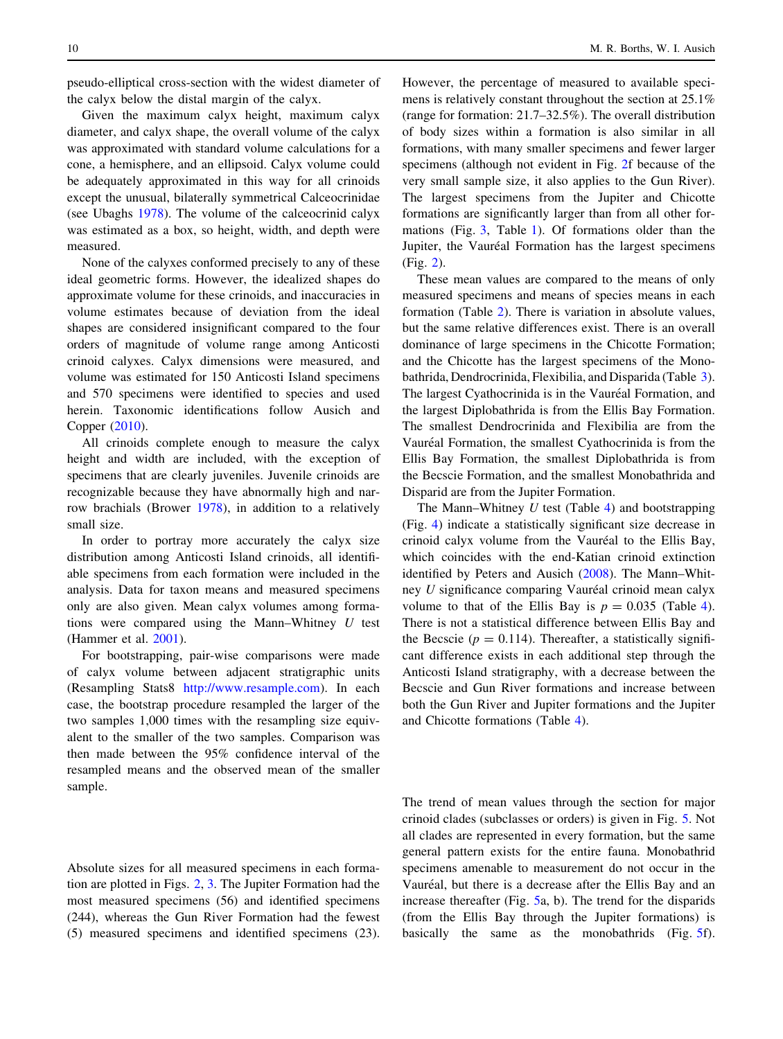pseudo-elliptical cross-section with the widest diameter of the calyx below the distal margin of the calyx.

Given the maximum calyx height, maximum calyx diameter, and calyx shape, the overall volume of the calyx was approximated with standard volume calculations for a cone, a hemisphere, and an ellipsoid. Calyx volume could be adequately approximated in this way for all crinoids except the unusual, bilaterally symmetrical Calceocrinidae (see Ubaghs 1978). The volume of the calceocrinid calyx was estimated as a box, so height, width, and depth were measured.

None of the calyxes conformed precisely to any of these ideal geometric forms. However, the idealized shapes do approximate volume for these crinoids, and inaccuracies in volume estimates because of deviation from the ideal shapes are considered insignificant compared to the four orders of magnitude of volume range among Anticosti crinoid calyxes. Calyx dimensions were measured, and volume was estimated for 150 Anticosti Island specimens and 570 specimens were identified to species and used herein. Taxonomic identifications follow Ausich and Copper (2010).

All crinoids complete enough to measure the calyx height and width are included, with the exception of specimens that are clearly juveniles. Juvenile crinoids are recognizable because they have abnormally high and narrow brachials (Brower 1978), in addition to a relatively small size.

In order to portray more accurately the calyx size distribution among Anticosti Island crinoids, all identifiable specimens from each formation were included in the analysis. Data for taxon means and measured specimens only are also given. Mean calyx volumes among formations were compared using the Mann–Whitney *U* test (Hammer et al. 2001).

For bootstrapping, pair-wise comparisons were made of calyx volume between adjacent stratigraphic units (Resampling Stats8 http://www.resample.com). In each case, the bootstrap procedure resampled the larger of the two samples 1,000 times with the resampling size equivalent to the smaller of the two samples. Comparison was then made between the 95% confidence interval of the resampled means and the observed mean of the smaller sample.

Absolute sizes for all measured specimens in each formation are plotted in Figs. 2, 3. The Jupiter Formation had the most measured specimens (56) and identified specimens (244), whereas the Gun River Formation had the fewest (5) measured specimens and identified specimens (23). However, the percentage of measured to available specimens is relatively constant throughout the section at 25.1% (range for formation: 21.7–32.5%). The overall distribution of body sizes within a formation is also similar in all formations, with many smaller specimens and fewer larger specimens (although not evident in Fig. 2f because of the very small sample size, it also applies to the Gun River). The largest specimens from the Jupiter and Chicotte formations are significantly larger than from all other formations (Fig. 3, Table 1). Of formations older than the Jupiter, the Vauréal Formation has the largest specimens (Fig. 2).

These mean values are compared to the means of only measured specimens and means of species means in each formation (Table 2). There is variation in absolute values, but the same relative differences exist. There is an overall dominance of large specimens in the Chicotte Formation; and the Chicotte has the largest specimens of the Monobathrida, Dendrocrinida, Flexibilia, and Disparida (Table 3). The largest Cyathocrinida is in the Vauréal Formation, and the largest Diplobathrida is from the Ellis Bay Formation. The smallest Dendrocrinida and Flexibilia are from the Vauréal Formation, the smallest Cyathocrinida is from the Ellis Bay Formation, the smallest Diplobathrida is from the Becscie Formation, and the smallest Monobathrida and Disparid are from the Jupiter Formation.

The Mann–Whitney *U* test (Table 4) and bootstrapping (Fig. 4) indicate a statistically significant size decrease in crinoid calyx volume from the Vauréal to the Ellis Bay, which coincides with the end-Katian crinoid extinction identified by Peters and Ausich (2008). The Mann–Whitney *U* significance comparing Vauréal crinoid mean calyx volume to that of the Ellis Bay is $p = 0.035$ (Table 4). There is not a statistical difference between Ellis Bay and the Becscie ($p = 0.114$). Thereafter, a statistically significant difference exists in each additional step through the Anticosti Island stratigraphy, with a decrease between the Becscie and Gun River formations and increase between both the Gun River and Jupiter formations and the Jupiter and Chicotte formations (Table 4).

The trend of mean values through the section for major crinoid clades (subclasses or orders) is given in Fig. 5. Not all clades are represented in every formation, but the same general pattern exists for the entire fauna. Monobathrid specimens amenable to measurement do not occur in the Vauréal, but there is a decrease after the Ellis Bay and an increase thereafter (Fig. 5a, b). The trend for the disparids (from the Ellis Bay through the Jupiter formations) is basically the same as the monobathrids (Fig. 5f).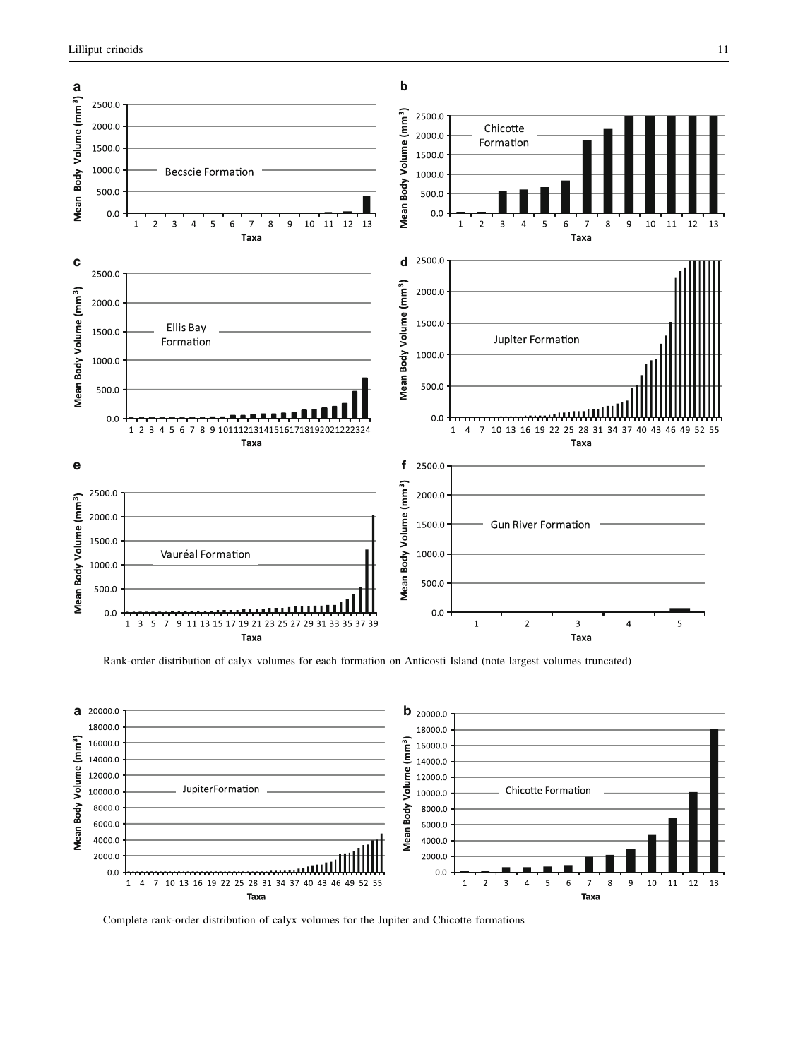Rank-order distribution of calyx volumes for each formation on Anticosti Island (note largest volumes truncated)

Complete rank-order distribution of calyx volumes for the Jupiter and Chicotte formations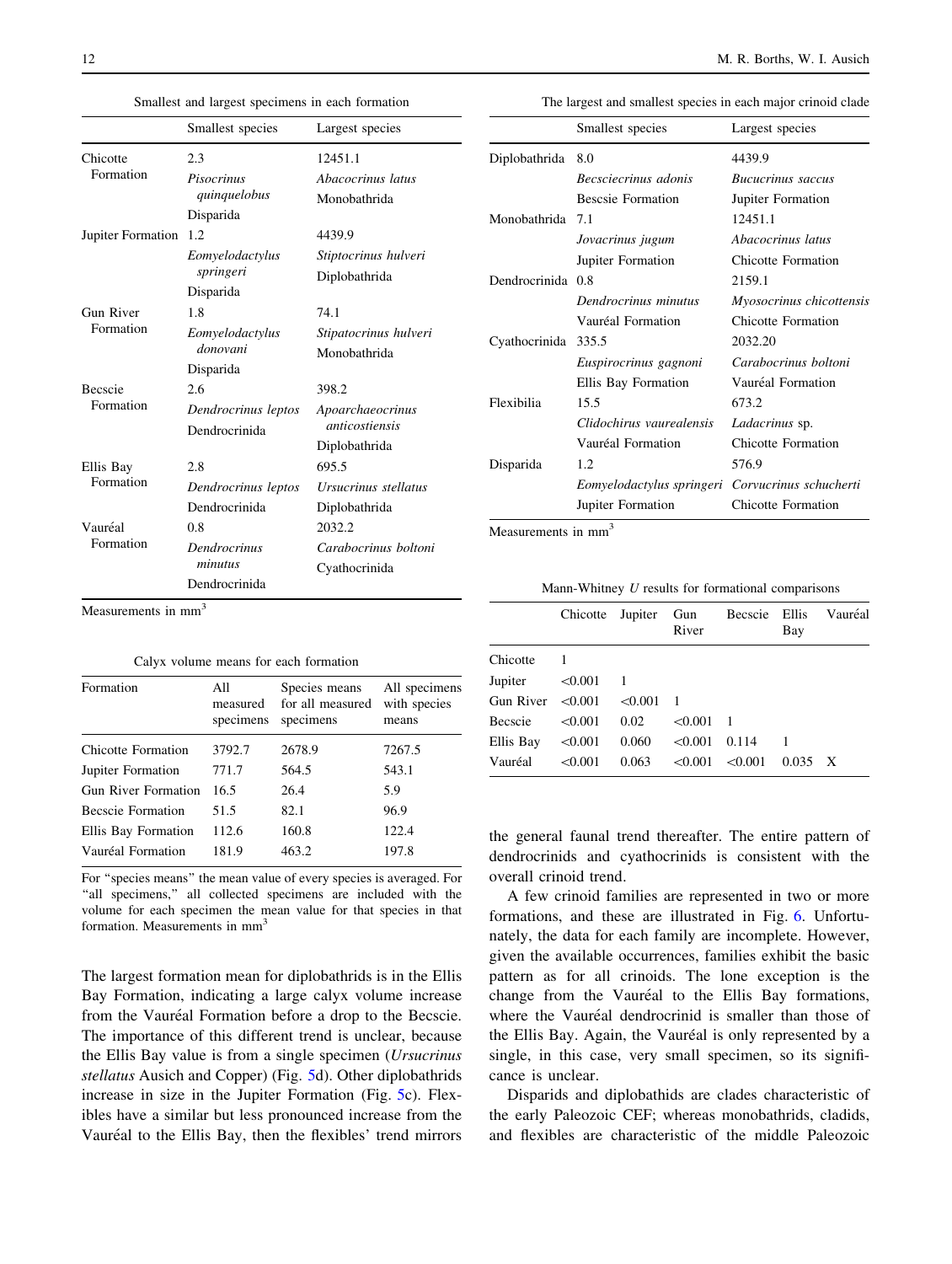Smallest and largest specimens in each formation

| | Smallest species | Largest species |
|---|---|---|
| Chicotte Formation | 2.3 *Pisocrinus quinquelobus* Disparida | 12451.1 *Abacocrinus latus* Monobathrida |
| Jupiter Formation | 1.2 *Eomyelodactylus springeri* Disparida | 4439.9 *Stiptocrinus hulveri* Diplobathrida |
| Gun River Formation | 1.8 *Eomyelodactylus donovani* Disparida | 74.1 *Stipatocrinus hulveri* Monobathrida |
| Becscie Formation | 2.6 *Dendrocrinus leptos* Dendrocrinida | 398.2 *Apoarchaeocrinus anticostiensis* Diplobathrida |
| Ellis Bay Formation | 2.8 *Dendrocrinus leptos* Dendrocrinida | 695.5 *Ursucrinus stellatus* Diplobathrida |
| Vauréal Formation | 0.8 *Dendrocrinus minutus* Dendrocrinida | 2032.2 *Carabocrinus boltoni* Cyathocrinida |

Measurements in mm$^3$

Calyx volume means for each formation

| Formation | All measured specimens | Species means for all measured specimens | All specimens with species means |
|---|---|---|---|
| Chicotte Formation | 3792.7 | 2678.9 | 7267.5 |
| Jupiter Formation | 771.7 | 564.5 | 543.1 |
| Gun River Formation | 16.5 | 26.4 | 5.9 |
| Becscie Formation | 51.5 | 82.1 | 96.9 |
| Ellis Bay Formation | 112.6 | 160.8 | 122.4 |
| Vauréal Formation | 181.9 | 463.2 | 197.8 |

For "species means" the mean value of every species is averaged. For "all specimens," all collected specimens are included with the volume for each specimen the mean value for that species in that formation. Measurements in mm$^3$

The largest and smallest species in each major crinoid clade

| | Smallest species | Largest species |
|---|---|---|
| Diplobathrida | 8.0 *Becsciecrinus adonis* Bescsie Formation | 4439.9 *Bucucrinus saccus* Jupiter Formation |
| Monobathrida | 7.1 *Jovacrinus jugum* Jupiter Formation | 12451.1 *Abacocrinus latus* Chicotte Formation |
| Dendrocrinida | 0.8 *Dendrocrinus minutus* Vauréal Formation | 2159.1 *Myosocrinus chicottensis* Chicotte Formation |
| Cyathocrinida | 335.5 *Euspirocrinus gagnoni* Ellis Bay Formation | 2032.20 *Carabocrinus boltoni* Vauréal Formation |
| Flexibilia | 15.5 *Clidochirus vaurealensis* Vauréal Formation | 673.2 *Ladacrinus* sp. Chicotte Formation |
| Disparida | 1.2 *Eomyelodactylus springeri* Jupiter Formation | 576.9 *Corvucrinus schucherti* Chicotte Formation |

Measurements in mm$^3$

Mann-Whitney *U* results for formational comparisons

| | Chicotte | Jupiter | Gun River | Becscie | Ellis Bay | Vauréal |
|---|---|---|---|---|---|---|
| Chicotte | 1 | | | | | |
| Jupiter | <0.001 | 1 | | | | |
| Gun River | <0.001 | <0.001 | 1 | | | |
| Becscie | <0.001 | 0.02 | <0.001 | 1 | | |
| Ellis Bay | <0.001 | 0.060 | <0.001 | 0.114 | 1 | |
| Vauréal | <0.001 | 0.063 | <0.001 | <0.001 | 0.035 | X |

The largest formation mean for diplobathrids is in the Ellis Bay Formation, indicating a large calyx volume increase from the Vauréal Formation before a drop to the Becscie. The importance of this different trend is unclear, because the Ellis Bay value is from a single specimen (*Ursucrinus stellatus* Ausich and Copper) (Fig. 5d). Other diplobathrids increase in size in the Jupiter Formation (Fig. 5c). Flexibles have a similar but less pronounced increase from the Vauréal to the Ellis Bay, then the flexibles' trend mirrors the general faunal trend thereafter. The entire pattern of dendrocrinids and cyathocrinids is consistent with the overall crinoid trend.

A few crinoid families are represented in two or more formations, and these are illustrated in Fig. 6. Unfortunately, the data for each family are incomplete. However, given the available occurrences, families exhibit the basic pattern as for all crinoids. The lone exception is the change from the Vauréal to the Ellis Bay formations, where the Vauréal dendrocrinid is smaller than those of the Ellis Bay. Again, the Vauréal is only represented by a single, in this case, very small specimen, so its significance is unclear.

Disparids and diplobathids are clades characteristic of the early Paleozoic CEF; whereas monobathrids, cladids, and flexibles are characteristic of the middle Paleozoic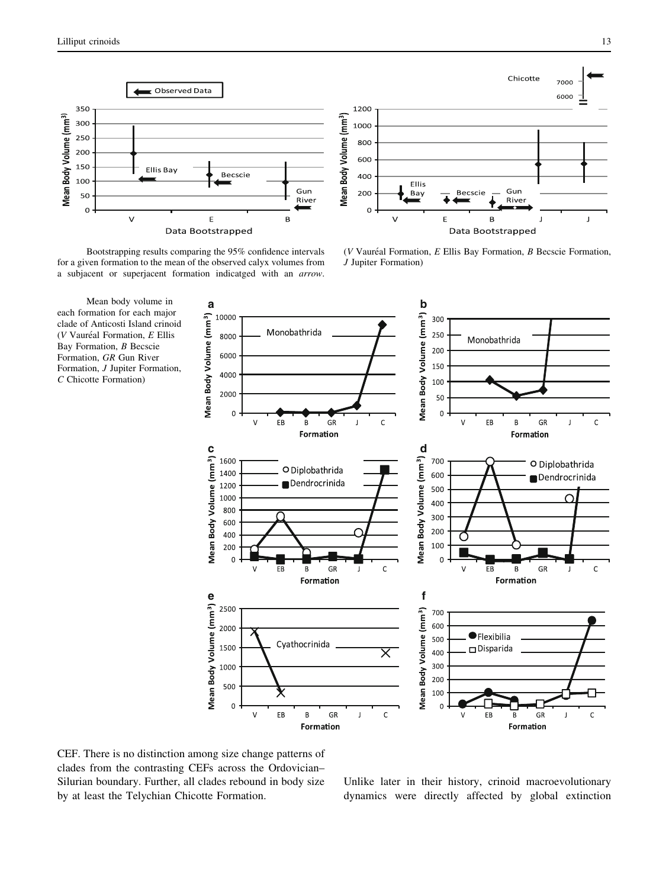Bootstrapping results comparing the 95% confidence intervals for a given formation to the mean of the observed calyx volumes from a subjacent or superjacent formation indicatged with an *arrow*. (*V* Vauréal Formation, *E* Ellis Bay Formation, *B* Becscie Formation, *J* Jupiter Formation)

Mean body volume in each formation for each major clade of Anticosti Island crinoid (*V* Vauréal Formation, *E* Ellis Bay Formation, *B* Becscie Formation, *GR* Gun River Formation, *J* Jupiter Formation, *C* Chicotte Formation)

CEF. There is no distinction among size change patterns of clades from the contrasting CEFs across the Ordovician–Silurian boundary. Further, all clades rebound in body size by at least the Telychian Chicotte Formation.

Unlike later in their history, crinoid macroevolutionary dynamics were directly affected by global extinction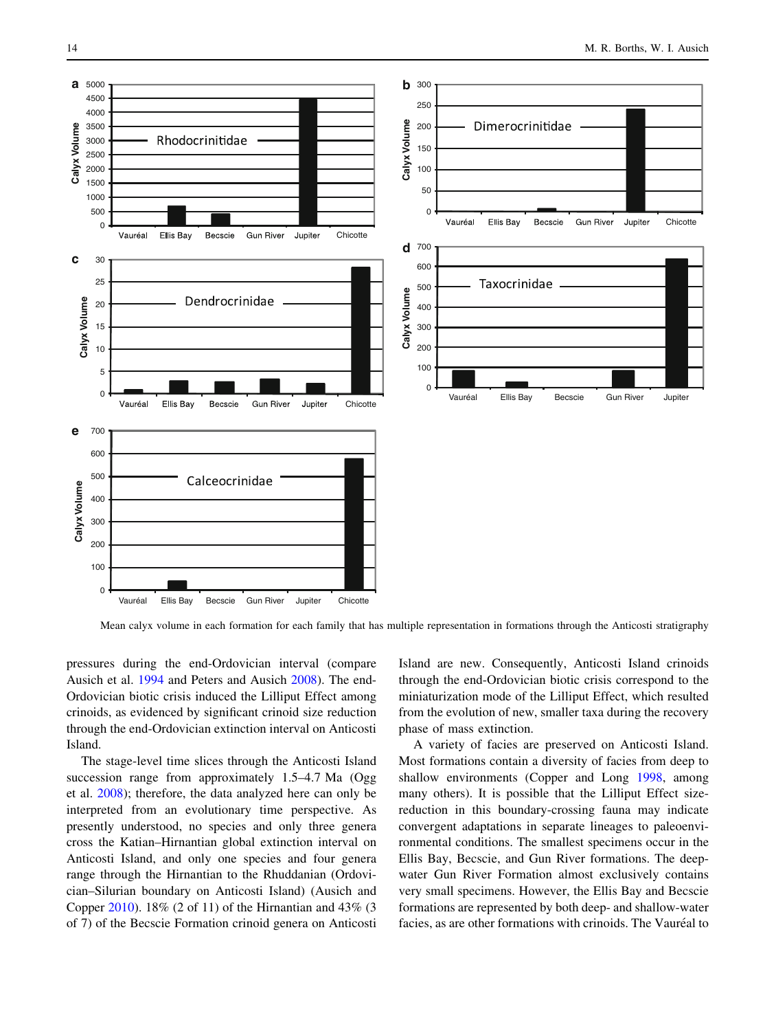Mean calyx volume in each formation for each family that has multiple representation in formations through the Anticosti stratigraphy

pressures during the end-Ordovician interval (compare Ausich et al. 1994 and Peters and Ausich 2008). The end-Ordovician biotic crisis induced the Lilliput Effect among crinoids, as evidenced by significant crinoid size reduction through the end-Ordovician extinction interval on Anticosti Island.

The stage-level time slices through the Anticosti Island succession range from approximately 1.5–4.7 Ma (Ogg et al. 2008); therefore, the data analyzed here can only be interpreted from an evolutionary time perspective. As presently understood, no species and only three genera cross the Katian–Hirnantian global extinction interval on Anticosti Island, and only one species and four genera range through the Hirnantian to the Rhuddanian (Ordovician–Silurian boundary on Anticosti Island) (Ausich and Copper 2010). 18% (2 of 11) of the Hirnantian and 43% (3 of 7) of the Becscie Formation crinoid genera on Anticosti Island are new. Consequently, Anticosti Island crinoids through the end-Ordovician biotic crisis correspond to the miniaturization mode of the Lilliput Effect, which resulted from the evolution of new, smaller taxa during the recovery phase of mass extinction.

A variety of facies are preserved on Anticosti Island. Most formations contain a diversity of facies from deep to shallow environments (Copper and Long 1998, among many others). It is possible that the Lilliput Effect size-reduction in this boundary-crossing fauna may indicate convergent adaptations in separate lineages to paleoenvironmental conditions. The smallest specimens occur in the Ellis Bay, Becscie, and Gun River formations. The deep-water Gun River Formation almost exclusively contains very small specimens. However, the Ellis Bay and Becscie formations are represented by both deep- and shallow-water facies, as are other formations with crinoids. The Vauréal to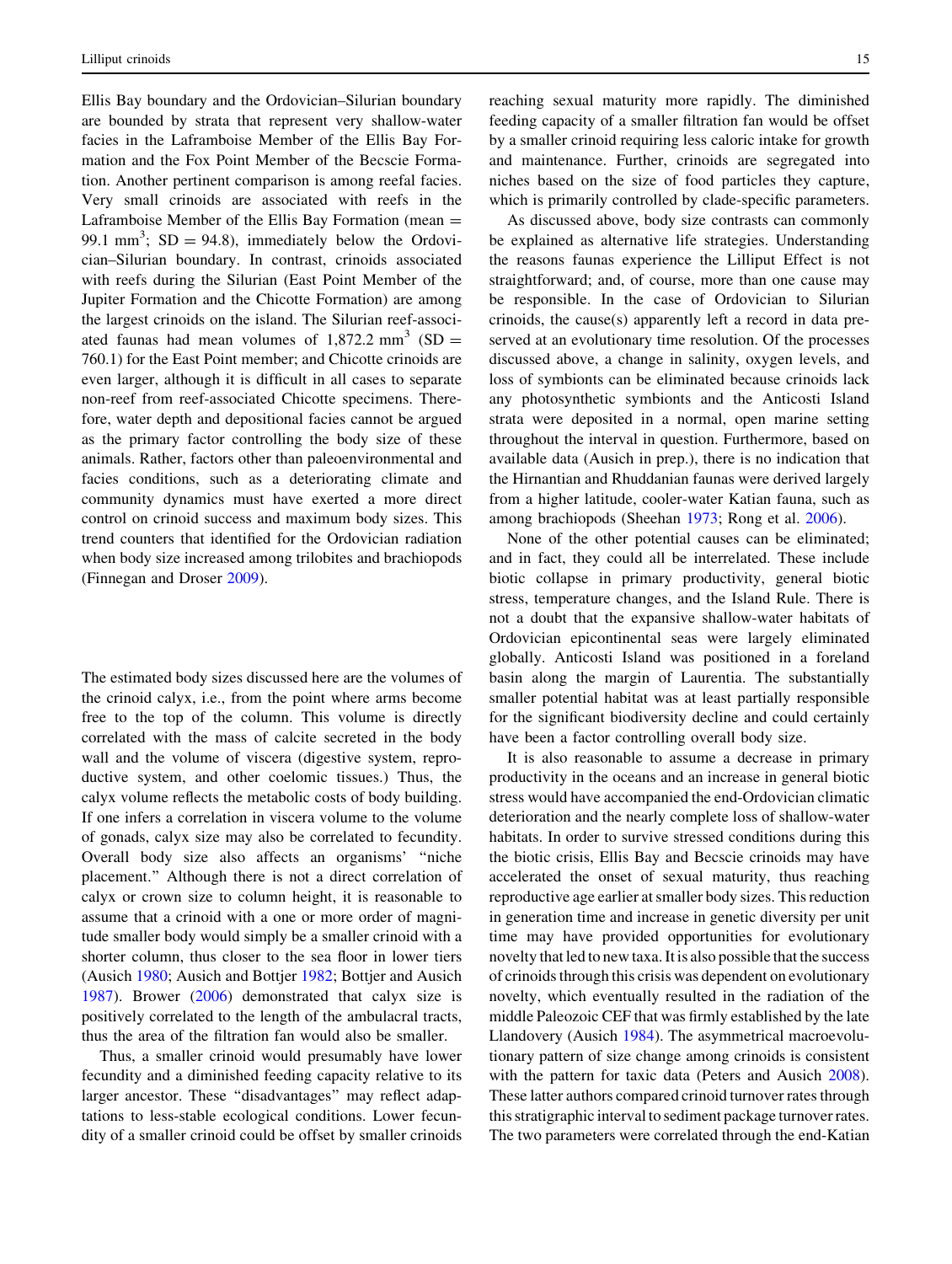Ellis Bay boundary and the Ordovician–Silurian boundary are bounded by strata that represent very shallow-water facies in the Laframboise Member of the Ellis Bay Formation and the Fox Point Member of the Becscie Formation. Another pertinent comparison is among reefal facies. Very small crinoids are associated with reefs in the Laframboise Member of the Ellis Bay Formation (mean = 99.1 $mm^3$; SD = 94.8), immediately below the Ordovician–Silurian boundary. In contrast, crinoids associated with reefs during the Silurian (East Point Member of the Jupiter Formation and the Chicotte Formation) are among the largest crinoids on the island. The Silurian reef-associated faunas had mean volumes of 1,872.2 $mm^3$ (SD = 760.1) for the East Point member; and Chicotte crinoids are even larger, although it is difficult in all cases to separate non-reef from reef-associated Chicotte specimens. Therefore, water depth and depositional facies cannot be argued as the primary factor controlling the body size of these animals. Rather, factors other than paleoenvironmental and facies conditions, such as a deteriorating climate and community dynamics must have exerted a more direct control on crinoid success and maximum body sizes. This trend counters that identified for the Ordovician radiation when body size increased among trilobites and brachiopods (Finnegan and Droser 2009).

The estimated body sizes discussed here are the volumes of the crinoid calyx, i.e., from the point where arms become free to the top of the column. This volume is directly correlated with the mass of calcite secreted in the body wall and the volume of viscera (digestive system, reproductive system, and other coelomic tissues.) Thus, the calyx volume reflects the metabolic costs of body building. If one infers a correlation in viscera volume to the volume of gonads, calyx size may also be correlated to fecundity. Overall body size also affects an organisms' "niche placement." Although there is not a direct correlation of calyx or crown size to column height, it is reasonable to assume that a crinoid with a one or more order of magnitude smaller body would simply be a smaller crinoid with a shorter column, thus closer to the sea floor in lower tiers (Ausich 1980; Ausich and Bottjer 1982; Bottjer and Ausich 1987). Brower (2006) demonstrated that calyx size is positively correlated to the length of the ambulacral tracts, thus the area of the filtration fan would also be smaller.

Thus, a smaller crinoid would presumably have lower fecundity and a diminished feeding capacity relative to its larger ancestor. These "disadvantages" may reflect adaptations to less-stable ecological conditions. Lower fecundity of a smaller crinoid could be offset by smaller crinoids reaching sexual maturity more rapidly. The diminished feeding capacity of a smaller filtration fan would be offset by a smaller crinoid requiring less caloric intake for growth and maintenance. Further, crinoids are segregated into niches based on the size of food particles they capture, which is primarily controlled by clade-specific parameters.

As discussed above, body size contrasts can commonly be explained as alternative life strategies. Understanding the reasons faunas experience the Lilliput Effect is not straightforward; and, of course, more than one cause may be responsible. In the case of Ordovician to Silurian crinoids, the cause(s) apparently left a record in data preserved at an evolutionary time resolution. Of the processes discussed above, a change in salinity, oxygen levels, and loss of symbionts can be eliminated because crinoids lack any photosynthetic symbionts and the Anticosti Island strata were deposited in a normal, open marine setting throughout the interval in question. Furthermore, based on available data (Ausich in prep.), there is no indication that the Hirnantian and Rhuddanian faunas were derived largely from a higher latitude, cooler-water Katian fauna, such as among brachiopods (Sheehan 1973; Rong et al. 2006).

None of the other potential causes can be eliminated; and in fact, they could all be interrelated. These include biotic collapse in primary productivity, general biotic stress, temperature changes, and the Island Rule. There is not a doubt that the expansive shallow-water habitats of Ordovician epicontinental seas were largely eliminated globally. Anticosti Island was positioned in a foreland basin along the margin of Laurentia. The substantially smaller potential habitat was at least partially responsible for the significant biodiversity decline and could certainly have been a factor controlling overall body size.

It is also reasonable to assume that a decrease in primary productivity in the oceans and an increase in general biotic stress would have accompanied the end-Ordovician climatic deterioration and the nearly complete loss of shallow-water habitats. In order to survive stressed conditions during this the biotic crisis, Ellis Bay and Becscie crinoids may have accelerated the onset of sexual maturity, thus reaching reproductive age earlier at smaller body sizes. This reduction in generation time and increase in genetic diversity per unit time may have provided opportunities for evolutionary novelty that led to new taxa. It is also possible that the success of crinoids through this crisis was dependent on evolutionary novelty, which eventually resulted in the radiation of the middle Paleozoic CEF that was firmly established by the late Llandovery (Ausich 1984). The asymmetrical macroevolutionary pattern of size change among crinoids is consistent with the pattern for taxic data (Peters and Ausich 2008). These latter authors compared crinoid turnover rates through this stratigraphic interval to sediment package turnover rates. The two parameters were correlated through the end-Katian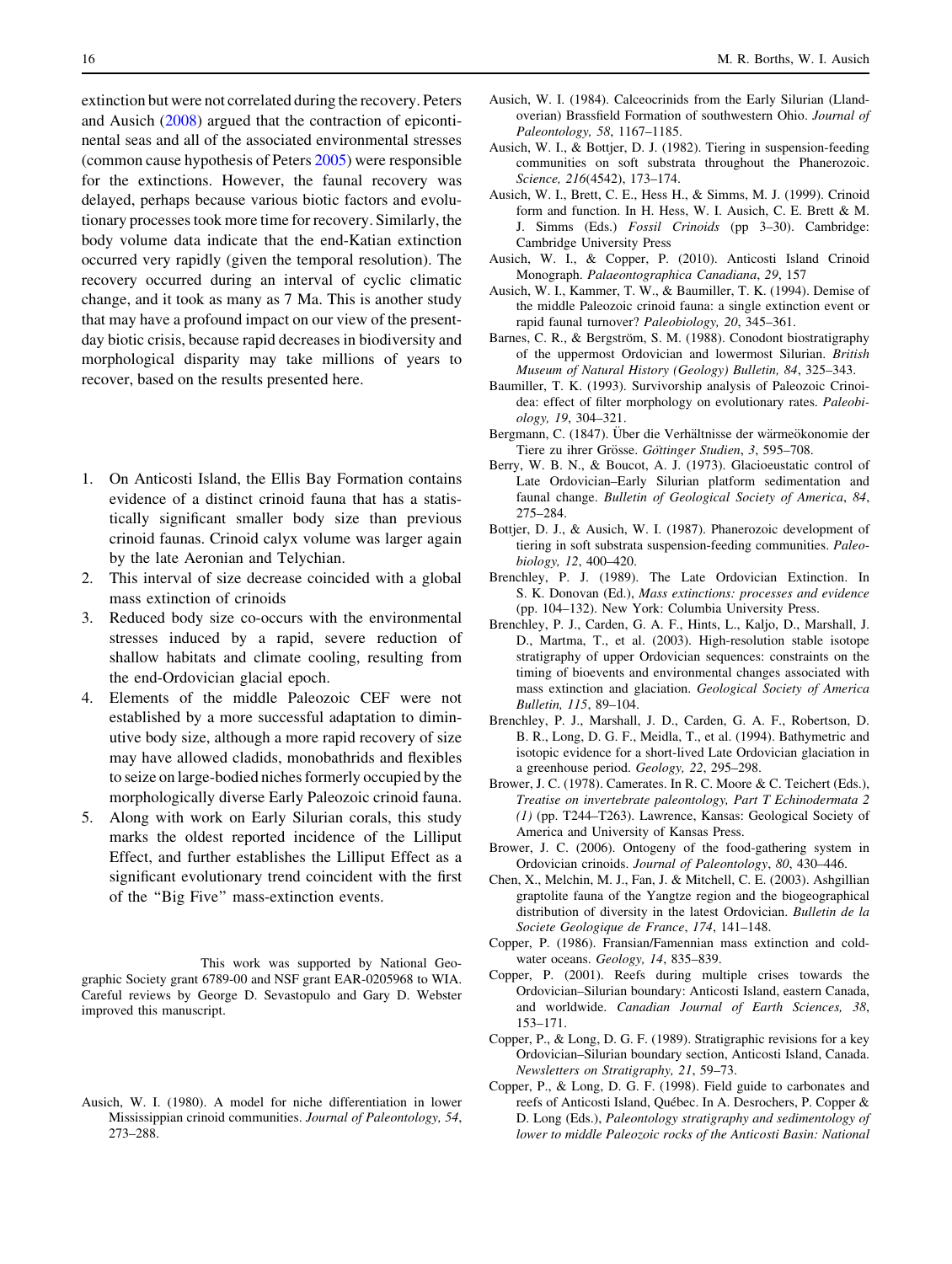extinction but were not correlated during the recovery. Peters and Ausich (2008) argued that the contraction of epicontinental seas and all of the associated environmental stresses (common cause hypothesis of Peters 2005) were responsible for the extinctions. However, the faunal recovery was delayed, perhaps because various biotic factors and evolutionary processes took more time for recovery. Similarly, the body volume data indicate that the end-Katian extinction occurred very rapidly (given the temporal resolution). The recovery occurred during an interval of cyclic climatic change, and it took as many as 7 Ma. This is another study that may have a profound impact on our view of the present-day biotic crisis, because rapid decreases in biodiversity and morphological disparity may take millions of years to recover, based on the results presented here.

1. On Anticosti Island, the Ellis Bay Formation contains evidence of a distinct crinoid fauna that has a statistically significant smaller body size than previous crinoid faunas. Crinoid calyx volume was larger again by the late Aeronian and Telychian.
2. This interval of size decrease coincided with a global mass extinction of crinoids
3. Reduced body size co-occurs with the environmental stresses induced by a rapid, severe reduction of shallow habitats and climate cooling, resulting from the end-Ordovician glacial epoch.
4. Elements of the middle Paleozoic CEF were not established by a more successful adaptation to diminutive body size, although a more rapid recovery of size may have allowed cladids, monobathrids and flexibles to seize on large-bodied niches formerly occupied by the morphologically diverse Early Paleozoic crinoid fauna.
5. Along with work on Early Silurian corals, this study marks the oldest reported incidence of the Lilliput Effect, and further establishes the Lilliput Effect as a significant evolutionary trend coincident with the first of the "Big Five" mass-extinction events.

This work was supported by National Geographic Society grant 6789-00 and NSF grant EAR-0205968 to WIA. Careful reviews by George D. Sevastopulo and Gary D. Webster improved this manuscript.

Ausich, W. I. (1980). A model for niche differentiation in lower Mississippian crinoid communities. *Journal of Paleontology, 54*, 273–288.

Ausich, W. I. (1984). Calceocrinids from the Early Silurian (Llandoverian) Brassfield Formation of southwestern Ohio. *Journal of Paleontology, 58*, 1167–1185.

Ausich, W. I., & Bottjer, D. J. (1982). Tiering in suspension-feeding communities on soft substrata throughout the Phanerozoic. *Science, 216*(4542), 173–174.

Ausich, W. I., Brett, C. E., Hess H., & Simms, M. J. (1999). Crinoid form and function. In H. Hess, W. I. Ausich, C. E. Brett & M. J. Simms (Eds.) *Fossil Crinoids* (pp 3–30). Cambridge: Cambridge University Press

Ausich, W. I., & Copper, P. (2010). Anticosti Island Crinoid Monograph. *Palaeontographica Canadiana*, *29*, 157

Ausich, W. I., Kammer, T. W., & Baumiller, T. K. (1994). Demise of the middle Paleozoic crinoid fauna: a single extinction event or rapid faunal turnover? *Paleobiology, 20*, 345–361.

Barnes, C. R., & Bergström, S. M. (1988). Conodont biostratigraphy of the uppermost Ordovician and lowermost Silurian. *British Museum of Natural History (Geology) Bulletin, 84*, 325–343.

Baumiller, T. K. (1993). Survivorship analysis of Paleozoic Crinoidea: effect of filter morphology on evolutionary rates. *Paleobiology, 19*, 304–321.

Bergmann, C. (1847). Über die Verhältnisse der wärmeökonomie der Tiere zu ihrer Grösse. *Göttinger Studien*, *3*, 595–708.

Berry, W. B. N., & Boucot, A. J. (1973). Glacioeustatic control of Late Ordovician–Early Silurian platform sedimentation and faunal change. *Bulletin of Geological Society of America*, *84*, 275–284.

Bottjer, D. J., & Ausich, W. I. (1987). Phanerozoic development of tiering in soft substrata suspension-feeding communities. *Paleobiology, 12*, 400–420.

Brenchley, P. J. (1989). The Late Ordovician Extinction. In S. K. Donovan (Ed.), *Mass extinctions: processes and evidence* (pp. 104–132). New York: Columbia University Press.

Brenchley, P. J., Carden, G. A. F., Hints, L., Kaljo, D., Marshall, J. D., Martma, T., et al. (2003). High-resolution stable isotope stratigraphy of upper Ordovician sequences: constraints on the timing of bioevents and environmental changes associated with mass extinction and glaciation. *Geological Society of America Bulletin, 115*, 89–104.

Brenchley, P. J., Marshall, J. D., Carden, G. A. F., Robertson, D. B. R., Long, D. G. F., Meidla, T., et al. (1994). Bathymetric and isotopic evidence for a short-lived Late Ordovician glaciation in a greenhouse period. *Geology, 22*, 295–298.

Brower, J. C. (1978). Camerates. In R. C. Moore & C. Teichert (Eds.), *Treatise on invertebrate paleontology, Part T Echinodermata 2 (1)* (pp. T244–T263). Lawrence, Kansas: Geological Society of America and University of Kansas Press.

Brower, J. C. (2006). Ontogeny of the food-gathering system in Ordovician crinoids. *Journal of Paleontology*, *80*, 430–446.

Chen, X., Melchin, M. J., Fan, J. & Mitchell, C. E. (2003). Ashgillian graptolite fauna of the Yangtze region and the biogeographical distribution of diversity in the latest Ordovician. *Bulletin de la Societe Geologique de France*, *174*, 141–148.

Copper, P. (1986). Fransian/Famennian mass extinction and cold-water oceans. *Geology, 14*, 835–839.

Copper, P. (2001). Reefs during multiple crises towards the Ordovician–Silurian boundary: Anticosti Island, eastern Canada, and worldwide. *Canadian Journal of Earth Sciences, 38*, 153–171.

Copper, P., & Long, D. G. F. (1989). Stratigraphic revisions for a key Ordovician–Silurian boundary section, Anticosti Island, Canada. *Newsletters on Stratigraphy, 21*, 59–73.

Copper, P., & Long, D. G. F. (1998). Field guide to carbonates and reefs of Anticosti Island, Québec. In A. Desrochers, P. Copper & D. Long (Eds.), *Paleontology stratigraphy and sedimentology of lower to middle Paleozoic rocks of the Anticosti Basin: National*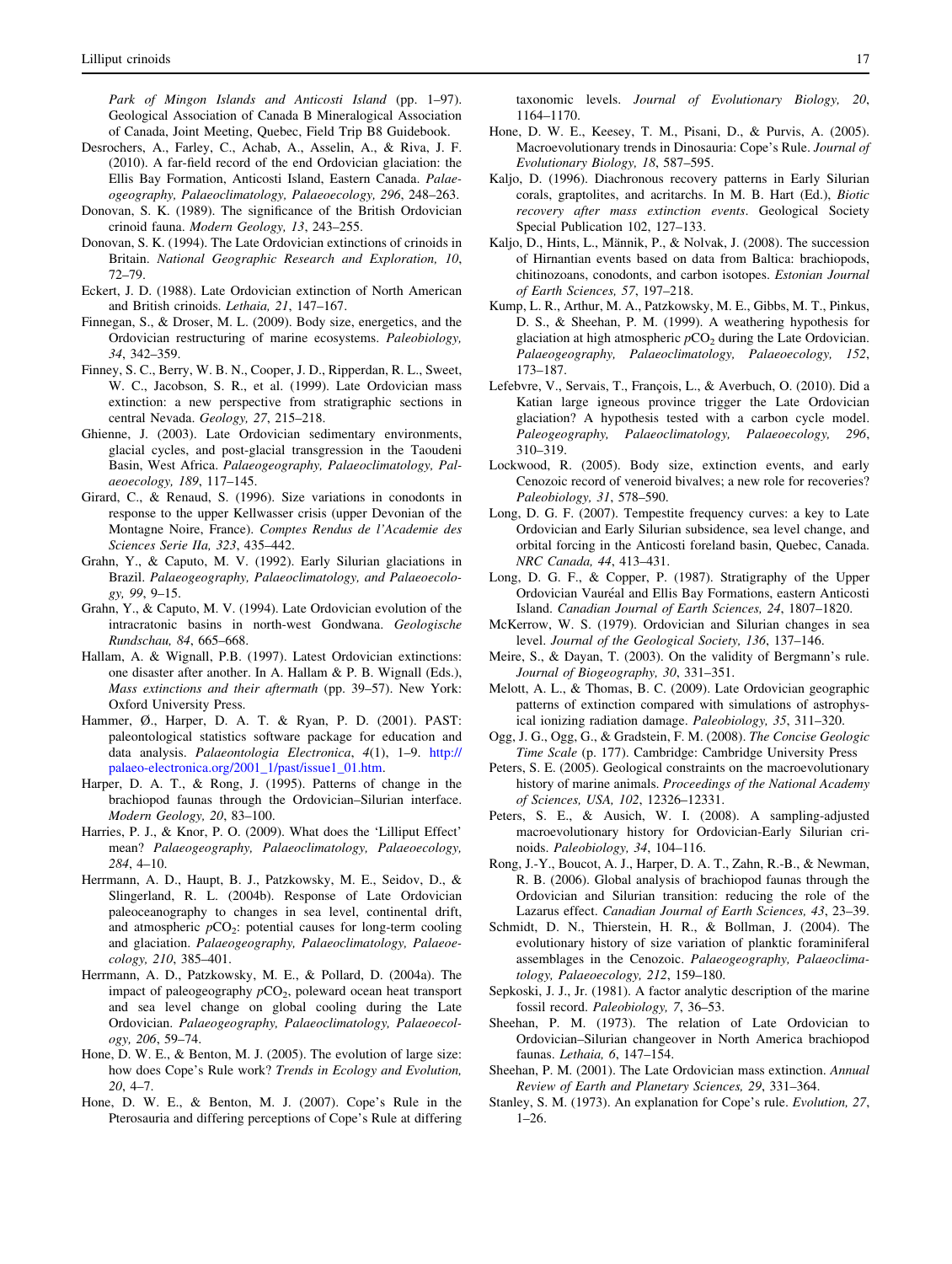*Park of Mingon Islands and Anticosti Island* (pp. 1–97). Geological Association of Canada B Mineralogical Association of Canada, Joint Meeting, Quebec, Field Trip B8 Guidebook.

Desrochers, A., Farley, C., Achab, A., Asselin, A., & Riva, J. F. (2010). A far-field record of the end Ordovician glaciation: the Ellis Bay Formation, Anticosti Island, Eastern Canada. *Palaeogeography, Palaeoclimatology, Palaeoecology, 296*, 248–263.

Donovan, S. K. (1989). The significance of the British Ordovician crinoid fauna. *Modern Geology, 13*, 243–255.

Donovan, S. K. (1994). The Late Ordovician extinctions of crinoids in Britain. *National Geographic Research and Exploration, 10*, 72–79.

Eckert, J. D. (1988). Late Ordovician extinction of North American and British crinoids. *Lethaia, 21*, 147–167.

Finnegan, S., & Droser, M. L. (2009). Body size, energetics, and the Ordovician restructuring of marine ecosystems. *Paleobiology, 34*, 342–359.

Finney, S. C., Berry, W. B. N., Cooper, J. D., Ripperdan, R. L., Sweet, W. C., Jacobson, S. R., et al. (1999). Late Ordovician mass extinction: a new perspective from stratigraphic sections in central Nevada. *Geology, 27*, 215–218.

Ghienne, J. (2003). Late Ordovician sedimentary environments, glacial cycles, and post-glacial transgression in the Taoudeni Basin, West Africa. *Palaeogeography, Palaeoclimatology, Palaeoecology, 189*, 117–145.

Girard, C., & Renaud, S. (1996). Size variations in conodonts in response to the upper Kellwasser crisis (upper Devonian of the Montagne Noire, France). *Comptes Rendus de l'Academie des Sciences Serie IIa, 323*, 435–442.

Grahn, Y., & Caputo, M. V. (1992). Early Silurian glaciations in Brazil. *Palaeogeography, Palaeoclimatology, and Palaeoecology, 99*, 9–15.

Grahn, Y., & Caputo, M. V. (1994). Late Ordovician evolution of the intracratonic basins in north-west Gondwana. *Geologische Rundschau, 84*, 665–668.

Hallam, A. & Wignall, P.B. (1997). Latest Ordovician extinctions: one disaster after another. In A. Hallam & P. B. Wignall (Eds.), *Mass extinctions and their aftermath* (pp. 39–57). New York: Oxford University Press.

Hammer, Ø., Harper, D. A. T. & Ryan, P. D. (2001). PAST: paleontological statistics software package for education and data analysis. *Palaeontologia Electronica*, *4*(1), 1–9. http://palaeo-electronica.org/2001_1/past/issue1_01.htm.

Harper, D. A. T., & Rong, J. (1995). Patterns of change in the brachiopod faunas through the Ordovician–Silurian interface. *Modern Geology, 20*, 83–100.

Harries, P. J., & Knor, P. O. (2009). What does the 'Lilliput Effect' mean? *Palaeogeography, Palaeoclimatology, Palaeoecology, 284*, 4–10.

Herrmann, A. D., Haupt, B. J., Patzkowsky, M. E., Seidov, D., & Slingerland, R. L. (2004b). Response of Late Ordovician paleoceanography to changes in sea level, continental drift, and atmospheric $pCO_2$: potential causes for long-term cooling and glaciation. *Palaeogeography, Palaeoclimatology, Palaeoecology, 210*, 385–401.

Herrmann, A. D., Patzkowsky, M. E., & Pollard, D. (2004a). The impact of paleogeography $pCO_2$, poleward ocean heat transport and sea level change on global cooling during the Late Ordovician. *Palaeogeography, Palaeoclimatology, Palaeoecology, 206*, 59–74.

Hone, D. W. E., & Benton, M. J. (2005). The evolution of large size: how does Cope's Rule work? *Trends in Ecology and Evolution, 20*, 4–7.

Hone, D. W. E., & Benton, M. J. (2007). Cope's Rule in the Pterosauria and differing perceptions of Cope's Rule at differing taxonomic levels. *Journal of Evolutionary Biology, 20*, 1164–1170.

Hone, D. W. E., Keesey, T. M., Pisani, D., & Purvis, A. (2005). Macroevolutionary trends in Dinosauria: Cope's Rule. *Journal of Evolutionary Biology, 18*, 587–595.

Kaljo, D. (1996). Diachronous recovery patterns in Early Silurian corals, graptolites, and acritarchs. In M. B. Hart (Ed.), *Biotic recovery after mass extinction events*. Geological Society Special Publication 102, 127–133.

Kaljo, D., Hints, L., Männik, P., & Nolvak, J. (2008). The succession of Hirnantian events based on data from Baltica: brachiopods, chitinozoans, conodonts, and carbon isotopes. *Estonian Journal of Earth Sciences, 57*, 197–218.

Kump, L. R., Arthur, M. A., Patzkowsky, M. E., Gibbs, M. T., Pinkus, D. S., & Sheehan, P. M. (1999). A weathering hypothesis for glaciation at high atmospheric $pCO_2$ during the Late Ordovician. *Palaeogeography, Palaeoclimatology, Palaeoecology, 152*, 173–187.

Lefebvre, V., Servais, T., François, L., & Averbuch, O. (2010). Did a Katian large igneous province trigger the Late Ordovician glaciation? A hypothesis tested with a carbon cycle model. *Paleogeography, Palaeoclimatology, Palaeoecology, 296*, 310–319.

Lockwood, R. (2005). Body size, extinction events, and early Cenozoic record of veneroid bivalves; a new role for recoveries? *Paleobiology, 31*, 578–590.

Long, D. G. F. (2007). Tempestite frequency curves: a key to Late Ordovician and Early Silurian subsidence, sea level change, and orbital forcing in the Anticosti foreland basin, Quebec, Canada. *NRC Canada, 44*, 413–431.

Long, D. G. F., & Copper, P. (1987). Stratigraphy of the Upper Ordovician Vauréal and Ellis Bay Formations, eastern Anticosti Island. *Canadian Journal of Earth Sciences, 24*, 1807–1820.

McKerrow, W. S. (1979). Ordovician and Silurian changes in sea level. *Journal of the Geological Society, 136*, 137–146.

Meire, S., & Dayan, T. (2003). On the validity of Bergmann's rule. *Journal of Biogeography, 30*, 331–351.

Melott, A. L., & Thomas, B. C. (2009). Late Ordovician geographic patterns of extinction compared with simulations of astrophysical ionizing radiation damage. *Paleobiology, 35*, 311–320.

Ogg, J. G., Ogg, G., & Gradstein, F. M. (2008). *The Concise Geologic Time Scale* (p. 177). Cambridge: Cambridge University Press

Peters, S. E. (2005). Geological constraints on the macroevolutionary history of marine animals. *Proceedings of the National Academy of Sciences, USA, 102*, 12326–12331.

Peters, S. E., & Ausich, W. I. (2008). A sampling-adjusted macroevolutionary history for Ordovician-Early Silurian crinoids. *Paleobiology, 34*, 104–116.

Rong, J.-Y., Boucot, A. J., Harper, D. A. T., Zahn, R.-B., & Newman, R. B. (2006). Global analysis of brachiopod faunas through the Ordovician and Silurian transition: reducing the role of the Lazarus effect. *Canadian Journal of Earth Sciences, 43*, 23–39.

Schmidt, D. N., Thierstein, H. R., & Bollman, J. (2004). The evolutionary history of size variation of planktic foraminiferal assemblages in the Cenozoic. *Palaeogeography, Palaeoclimatology, Palaeoecology, 212*, 159–180.

Sepkoski, J. J., Jr. (1981). A factor analytic description of the marine fossil record. *Paleobiology, 7*, 36–53.

Sheehan, P. M. (1973). The relation of Late Ordovician to Ordovician–Silurian changeover in North America brachiopod faunas. *Lethaia, 6*, 147–154.

Sheehan, P. M. (2001). The Late Ordovician mass extinction. *Annual Review of Earth and Planetary Sciences, 29*, 331–364.

Stanley, S. M. (1973). An explanation for Cope's rule. *Evolution, 27*, 1–26.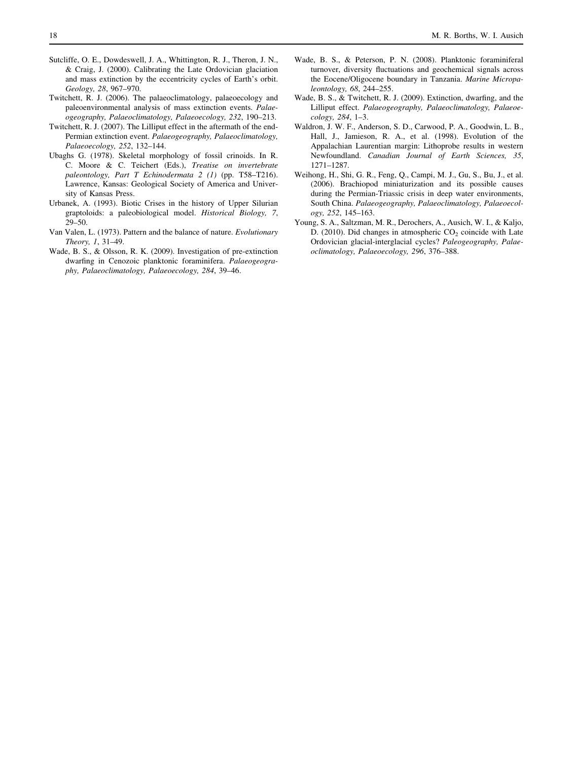Sutcliffe, O. E., Dowdeswell, J. A., Whittington, R. J., Theron, J. N., & Craig, J. (2000). Calibrating the Late Ordovician glaciation and mass extinction by the eccentricity cycles of Earth's orbit. *Geology, 28*, 967–970.

Twitchett, R. J. (2006). The palaeoclimatology, palaeoecology and paleoenvironmental analysis of mass extinction events. *Palaeogeography, Palaeoclimatology, Palaeoecology, 232*, 190–213.

Twitchett, R. J. (2007). The Lilliput effect in the aftermath of the end-Permian extinction event. *Palaeogeography, Palaeoclimatology, Palaeoecology, 252*, 132–144.

Ubaghs G. (1978). Skeletal morphology of fossil crinoids. In R. C. Moore & C. Teichert (Eds.), *Treatise on invertebrate paleontology, Part T Echinodermata 2 (1)* (pp. T58–T216). Lawrence, Kansas: Geological Society of America and University of Kansas Press.

Urbanek, A. (1993). Biotic Crises in the history of Upper Silurian graptoloids: a paleobiological model. *Historical Biology, 7*, 29–50.

Van Valen, L. (1973). Pattern and the balance of nature. *Evolutionary Theory, 1*, 31–49.

Wade, B. S., & Olsson, R. K. (2009). Investigation of pre-extinction dwarfing in Cenozoic planktonic foraminifera. *Palaeogeography, Palaeoclimatology, Palaeoecology, 284*, 39–46.

Wade, B. S., & Peterson, P. N. (2008). Planktonic foraminiferal turnover, diversity fluctuations and geochemical signals across the Eocene/Oligocene boundary in Tanzania. *Marine Micropaleontology, 68*, 244–255.

Wade, B. S., & Twitchett, R. J. (2009). Extinction, dwarfing, and the Lilliput effect. *Palaeogeography, Palaeoclimatology, Palaeoecology, 284*, 1–3.

Waldron, J. W. F., Anderson, S. D., Carwood, P. A., Goodwin, L. B., Hall, J., Jamieson, R. A., et al. (1998). Evolution of the Appalachian Laurentian margin: Lithoprobe results in western Newfoundland. *Canadian Journal of Earth Sciences, 35*, 1271–1287.

Weihong, H., Shi, G. R., Feng, Q., Campi, M. J., Gu, S., Bu, J., et al. (2006). Brachiopod miniaturization and its possible causes during the Permian-Triassic crisis in deep water environments, South China. *Palaeogeography, Palaeoclimatology, Palaeoecology, 252*, 145–163.

Young, S. A., Saltzman, M. R., Derochers, A., Ausich, W. I., & Kaljo, D. (2010). Did changes in atmospheric $CO_2$ coincide with Late Ordovician glacial-interglacial cycles? *Paleogeography, Palaeoclimatology, Palaeoecology, 296*, 376–388.